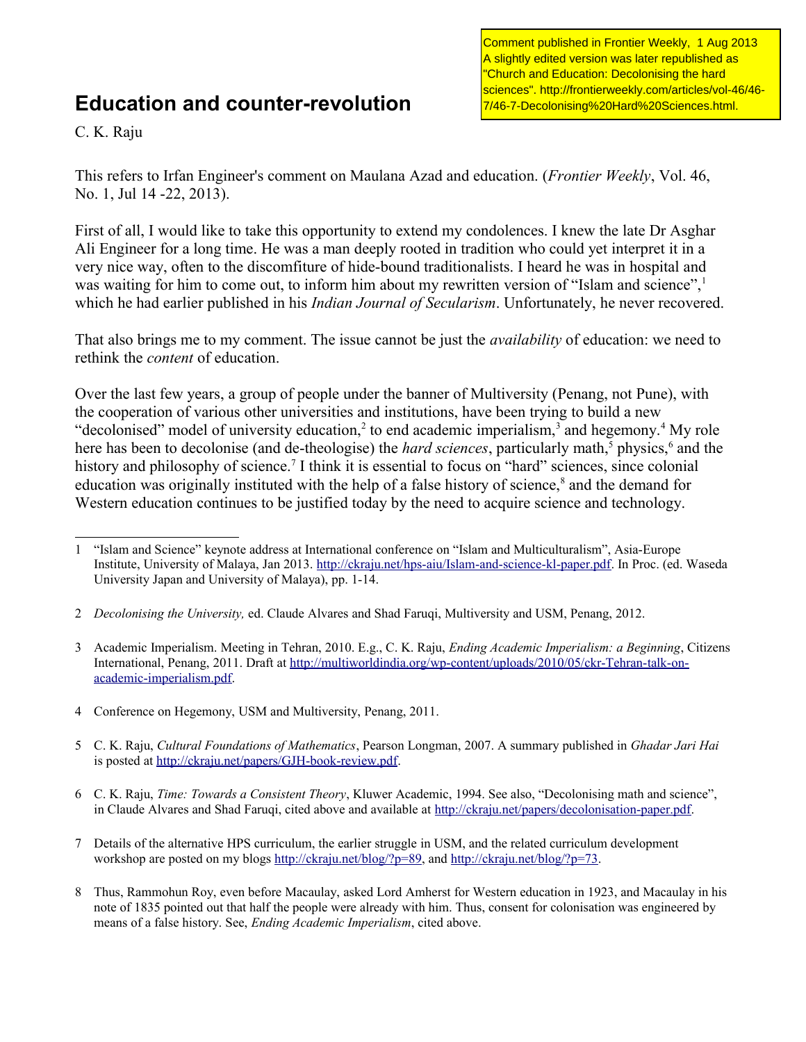Comment published in Frontier Weekly, 1 Aug 2013
A slightly edited version was later republished as "Church and Education: Decolonising the hard sciences". http://frontierweekly.com/articles/vol-46/46-7/46-7-Decolonising%20Hard%20Sciences.html.

# Education and counter-revolution

C. K. Raju

This refers to Irfan Engineer's comment on Maulana Azad and education. (*Frontier Weekly*, Vol. 46, No. 1, Jul 14 -22, 2013).

First of all, I would like to take this opportunity to extend my condolences. I knew the late Dr Asghar Ali Engineer for a long time. He was a man deeply rooted in tradition who could yet interpret it in a very nice way, often to the discomfiture of hide-bound traditionalists. I heard he was in hospital and was waiting for him to come out, to inform him about my rewritten version of "Islam and science",[1] which he had earlier published in his *Indian Journal of Secularism*. Unfortunately, he never recovered.

That also brings me to my comment. The issue cannot be just the *availability* of education: we need to rethink the *content* of education.

Over the last few years, a group of people under the banner of Multiversity (Penang, not Pune), with the cooperation of various other universities and institutions, have been trying to build a new "decolonised" model of university education,[2] to end academic imperialism,[3] and hegemony.[4] My role here has been to decolonise (and de-theologise) the *hard sciences*, particularly math,[5] physics,[6] and the history and philosophy of science.[7] I think it is essential to focus on "hard" sciences, since colonial education was originally instituted with the help of a false history of science,[8] and the demand for Western education continues to be justified today by the need to acquire science and technology.

---

1 "Islam and Science" keynote address at International conference on "Islam and Multiculturalism", Asia-Europe Institute, University of Malaya, Jan 2013. http://ckraju.net/hps-aiu/Islam-and-science-kl-paper.pdf. In Proc. (ed. Waseda University Japan and University of Malaya), pp. 1-14.

2 *Decolonising the University,* ed. Claude Alvares and Shad Faruqi, Multiversity and USM, Penang, 2012.

3 Academic Imperialism. Meeting in Tehran, 2010. E.g., C. K. Raju, *Ending Academic Imperialism: a Beginning*, Citizens International, Penang, 2011. Draft at http://multiworldindia.org/wp-content/uploads/2010/05/ckr-Tehran-talk-on-academic-imperialism.pdf.

4 Conference on Hegemony, USM and Multiversity, Penang, 2011.

5 C. K. Raju, *Cultural Foundations of Mathematics*, Pearson Longman, 2007. A summary published in *Ghadar Jari Hai* is posted at http://ckraju.net/papers/GJH-book-review.pdf.

6 C. K. Raju, *Time: Towards a Consistent Theory*, Kluwer Academic, 1994. See also, "Decolonising math and science", in Claude Alvares and Shad Faruqi, cited above and available at http://ckraju.net/papers/decolonisation-paper.pdf.

7 Details of the alternative HPS curriculum, the earlier struggle in USM, and the related curriculum development workshop are posted on my blogs http://ckraju.net/blog/?p=89, and http://ckraju.net/blog/?p=73.

8 Thus, Rammohun Roy, even before Macaulay, asked Lord Amherst for Western education in 1923, and Macaulay in his note of 1835 pointed out that half the people were already with him. Thus, consent for colonisation was engineered by means of a false history. See, *Ending Academic Imperialism*, cited above.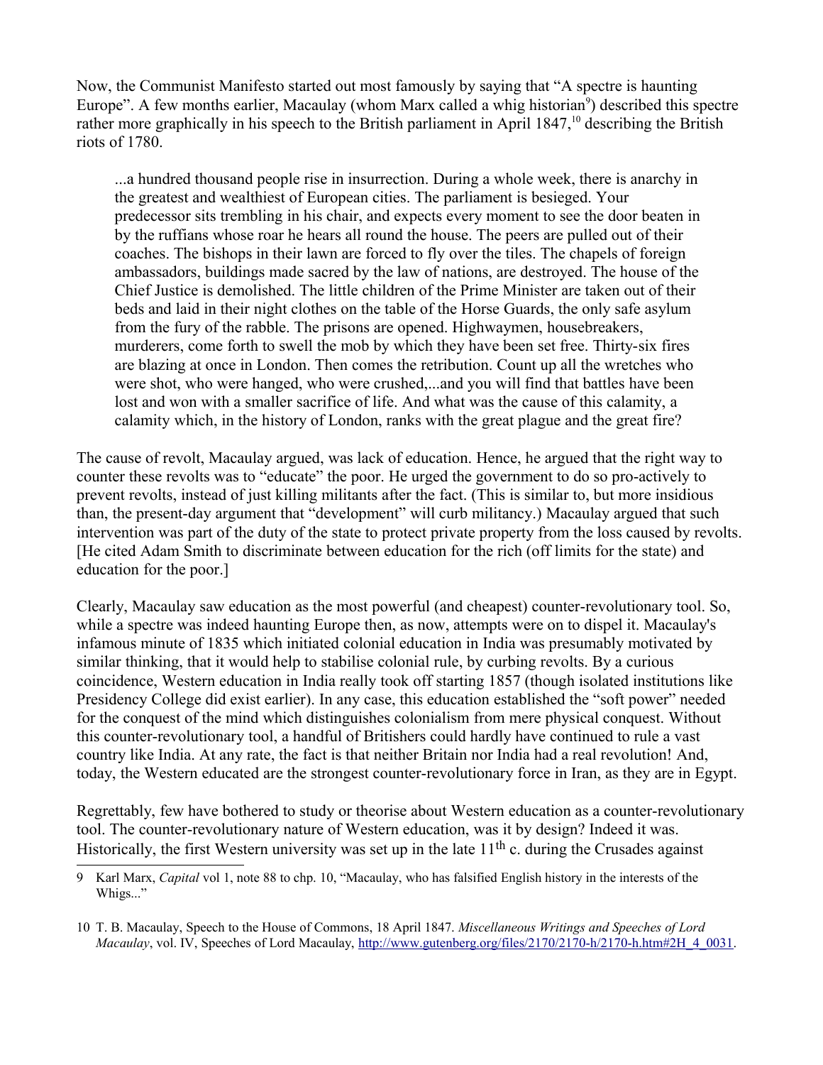Now, the Communist Manifesto started out most famously by saying that "A spectre is haunting Europe". A few months earlier, Macaulay (whom Marx called a whig historian[9]) described this spectre rather more graphically in his speech to the British parliament in April 1847,[10] describing the British riots of 1780.

> ...a hundred thousand people rise in insurrection. During a whole week, there is anarchy in the greatest and wealthiest of European cities. The parliament is besieged. Your predecessor sits trembling in his chair, and expects every moment to see the door beaten in by the ruffians whose roar he hears all round the house. The peers are pulled out of their coaches. The bishops in their lawn are forced to fly over the tiles. The chapels of foreign ambassadors, buildings made sacred by the law of nations, are destroyed. The house of the Chief Justice is demolished. The little children of the Prime Minister are taken out of their beds and laid in their night clothes on the table of the Horse Guards, the only safe asylum from the fury of the rabble. The prisons are opened. Highwaymen, housebreakers, murderers, come forth to swell the mob by which they have been set free. Thirty-six fires are blazing at once in London. Then comes the retribution. Count up all the wretches who were shot, who were hanged, who were crushed,...and you will find that battles have been lost and won with a smaller sacrifice of life. And what was the cause of this calamity, a calamity which, in the history of London, ranks with the great plague and the great fire?

The cause of revolt, Macaulay argued, was lack of education. Hence, he argued that the right way to counter these revolts was to "educate" the poor. He urged the government to do so pro-actively to prevent revolts, instead of just killing militants after the fact. (This is similar to, but more insidious than, the present-day argument that "development" will curb militancy.) Macaulay argued that such intervention was part of the duty of the state to protect private property from the loss caused by revolts. [He cited Adam Smith to discriminate between education for the rich (off limits for the state) and education for the poor.]

Clearly, Macaulay saw education as the most powerful (and cheapest) counter-revolutionary tool. So, while a spectre was indeed haunting Europe then, as now, attempts were on to dispel it. Macaulay's infamous minute of 1835 which initiated colonial education in India was presumably motivated by similar thinking, that it would help to stabilise colonial rule, by curbing revolts. By a curious coincidence, Western education in India really took off starting 1857 (though isolated institutions like Presidency College did exist earlier). In any case, this education established the "soft power" needed for the conquest of the mind which distinguishes colonialism from mere physical conquest. Without this counter-revolutionary tool, a handful of Britishers could hardly have continued to rule a vast country like India. At any rate, the fact is that neither Britain nor India had a real revolution! And, today, the Western educated are the strongest counter-revolutionary force in Iran, as they are in Egypt.

Regrettably, few have bothered to study or theorise about Western education as a counter-revolutionary tool. The counter-revolutionary nature of Western education, was it by design? Indeed it was. Historically, the first Western university was set up in the late 11th c. during the Crusades against

---

9 Karl Marx, *Capital* vol 1, note 88 to chp. 10, "Macaulay, who has falsified English history in the interests of the Whigs..."

10 T. B. Macaulay, Speech to the House of Commons, 18 April 1847. *Miscellaneous Writings and Speeches of Lord Macaulay*, vol. IV, Speeches of Lord Macaulay, http://www.gutenberg.org/files/2170/2170-h/2170-h.htm#2H_4_0031.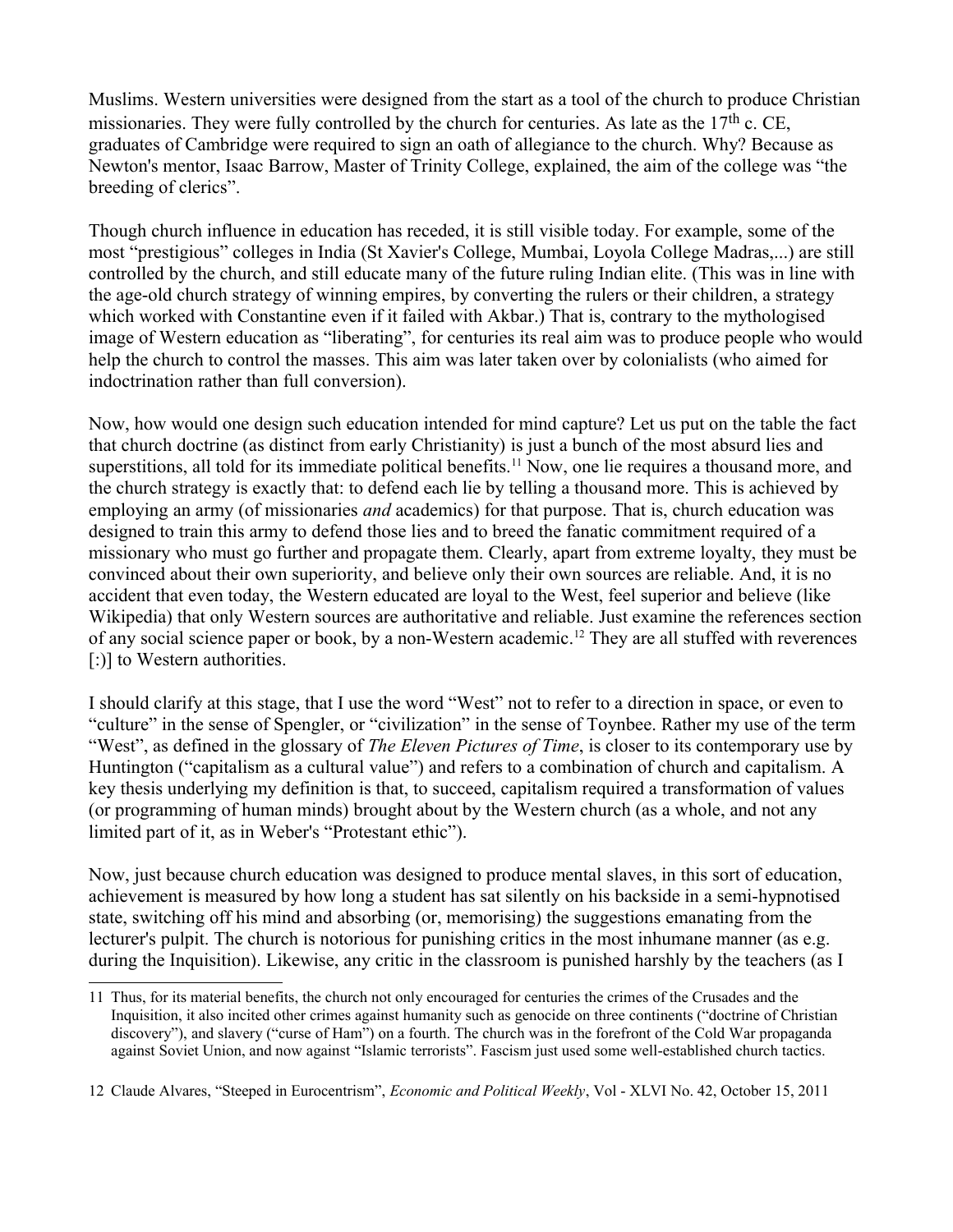Muslims. Western universities were designed from the start as a tool of the church to produce Christian missionaries. They were fully controlled by the church for centuries. As late as the 17th c. CE, graduates of Cambridge were required to sign an oath of allegiance to the church. Why? Because as Newton's mentor, Isaac Barrow, Master of Trinity College, explained, the aim of the college was "the breeding of clerics".

Though church influence in education has receded, it is still visible today. For example, some of the most "prestigious" colleges in India (St Xavier's College, Mumbai, Loyola College Madras,...) are still controlled by the church, and still educate many of the future ruling Indian elite. (This was in line with the age-old church strategy of winning empires, by converting the rulers or their children, a strategy which worked with Constantine even if it failed with Akbar.) That is, contrary to the mythologised image of Western education as "liberating", for centuries its real aim was to produce people who would help the church to control the masses. This aim was later taken over by colonialists (who aimed for indoctrination rather than full conversion).

Now, how would one design such education intended for mind capture? Let us put on the table the fact that church doctrine (as distinct from early Christianity) is just a bunch of the most absurd lies and superstitions, all told for its immediate political benefits.[11] Now, one lie requires a thousand more, and the church strategy is exactly that: to defend each lie by telling a thousand more. This is achieved by employing an army (of missionaries *and* academics) for that purpose. That is, church education was designed to train this army to defend those lies and to breed the fanatic commitment required of a missionary who must go further and propagate them. Clearly, apart from extreme loyalty, they must be convinced about their own superiority, and believe only their own sources are reliable. And, it is no accident that even today, the Western educated are loyal to the West, feel superior and believe (like Wikipedia) that only Western sources are authoritative and reliable. Just examine the references section of any social science paper or book, by a non-Western academic.[12] They are all stuffed with reverences [:)] to Western authorities.

I should clarify at this stage, that I use the word "West" not to refer to a direction in space, or even to "culture" in the sense of Spengler, or "civilization" in the sense of Toynbee. Rather my use of the term "West", as defined in the glossary of *The Eleven Pictures of Time*, is closer to its contemporary use by Huntington ("capitalism as a cultural value") and refers to a combination of church and capitalism. A key thesis underlying my definition is that, to succeed, capitalism required a transformation of values (or programming of human minds) brought about by the Western church (as a whole, and not any limited part of it, as in Weber's "Protestant ethic").

Now, just because church education was designed to produce mental slaves, in this sort of education, achievement is measured by how long a student has sat silently on his backside in a semi-hypnotised state, switching off his mind and absorbing (or, memorising) the suggestions emanating from the lecturer's pulpit. The church is notorious for punishing critics in the most inhumane manner (as e.g. during the Inquisition). Likewise, any critic in the classroom is punished harshly by the teachers (as I

---

11 Thus, for its material benefits, the church not only encouraged for centuries the crimes of the Crusades and the Inquisition, it also incited other crimes against humanity such as genocide on three continents ("doctrine of Christian discovery"), and slavery ("curse of Ham") on a fourth. The church was in the forefront of the Cold War propaganda against Soviet Union, and now against "Islamic terrorists". Fascism just used some well-established church tactics.

12 Claude Alvares, "Steeped in Eurocentrism", *Economic and Political Weekly*, Vol - XLVI No. 42, October 15, 2011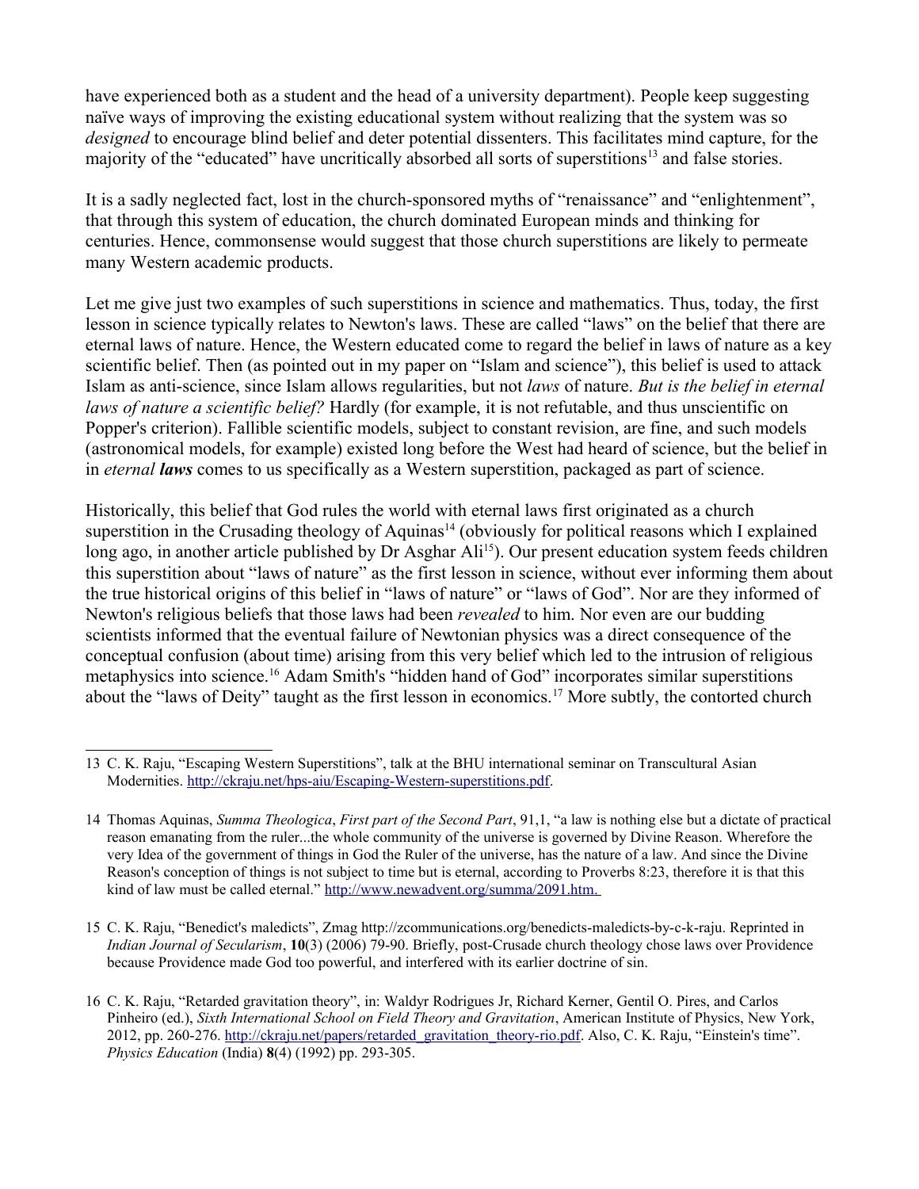have experienced both as a student and the head of a university department). People keep suggesting naïve ways of improving the existing educational system without realizing that the system was so *designed* to encourage blind belief and deter potential dissenters. This facilitates mind capture, for the majority of the "educated" have uncritically absorbed all sorts of superstitions[13] and false stories.

It is a sadly neglected fact, lost in the church-sponsored myths of "renaissance" and "enlightenment", that through this system of education, the church dominated European minds and thinking for centuries. Hence, commonsense would suggest that those church superstitions are likely to permeate many Western academic products.

Let me give just two examples of such superstitions in science and mathematics. Thus, today, the first lesson in science typically relates to Newton's laws. These are called "laws" on the belief that there are eternal laws of nature. Hence, the Western educated come to regard the belief in laws of nature as a key scientific belief. Then (as pointed out in my paper on "Islam and science"), this belief is used to attack Islam as anti-science, since Islam allows regularities, but not *laws* of nature. *But is the belief in eternal laws of nature a scientific belief?* Hardly (for example, it is not refutable, and thus unscientific on Popper's criterion). Fallible scientific models, subject to constant revision, are fine, and such models (astronomical models, for example) existed long before the West had heard of science, but the belief in in *eternal* ***laws*** comes to us specifically as a Western superstition, packaged as part of science.

Historically, this belief that God rules the world with eternal laws first originated as a church superstition in the Crusading theology of Aquinas[14] (obviously for political reasons which I explained long ago, in another article published by Dr Asghar Ali[15]). Our present education system feeds children this superstition about "laws of nature" as the first lesson in science, without ever informing them about the true historical origins of this belief in "laws of nature" or "laws of God". Nor are they informed of Newton's religious beliefs that those laws had been *revealed* to him. Nor even are our budding scientists informed that the eventual failure of Newtonian physics was a direct consequence of the conceptual confusion (about time) arising from this very belief which led to the intrusion of religious metaphysics into science.[16] Adam Smith's "hidden hand of God" incorporates similar superstitions about the "laws of Deity" taught as the first lesson in economics.[17] More subtly, the contorted church

---

13 C. K. Raju, "Escaping Western Superstitions", talk at the BHU international seminar on Transcultural Asian Modernities. http://ckraju.net/hps-aiu/Escaping-Western-superstitions.pdf.

14 Thomas Aquinas, *Summa Theologica*, *First part of the Second Part*, 91,1, "a law is nothing else but a dictate of practical reason emanating from the ruler...the whole community of the universe is governed by Divine Reason. Wherefore the very Idea of the government of things in God the Ruler of the universe, has the nature of a law. And since the Divine Reason's conception of things is not subject to time but is eternal, according to Proverbs 8:23, therefore it is that this kind of law must be called eternal." http://www.newadvent.org/summa/2091.htm.

15 C. K. Raju, "Benedict's maledicts", Zmag http://zcommunications.org/benedicts-maledicts-by-c-k-raju. Reprinted in *Indian Journal of Secularism*, **10**(3) (2006) 79-90. Briefly, post-Crusade church theology chose laws over Providence because Providence made God too powerful, and interfered with its earlier doctrine of sin.

16 C. K. Raju, "Retarded gravitation theory", in: Waldyr Rodrigues Jr, Richard Kerner, Gentil O. Pires, and Carlos Pinheiro (ed.), *Sixth International School on Field Theory and Gravitation*, American Institute of Physics, New York, 2012, pp. 260-276. http://ckraju.net/papers/retarded_gravitation_theory-rio.pdf. Also, C. K. Raju, "Einstein's time". *Physics Education* (India) **8**(4) (1992) pp. 293-305.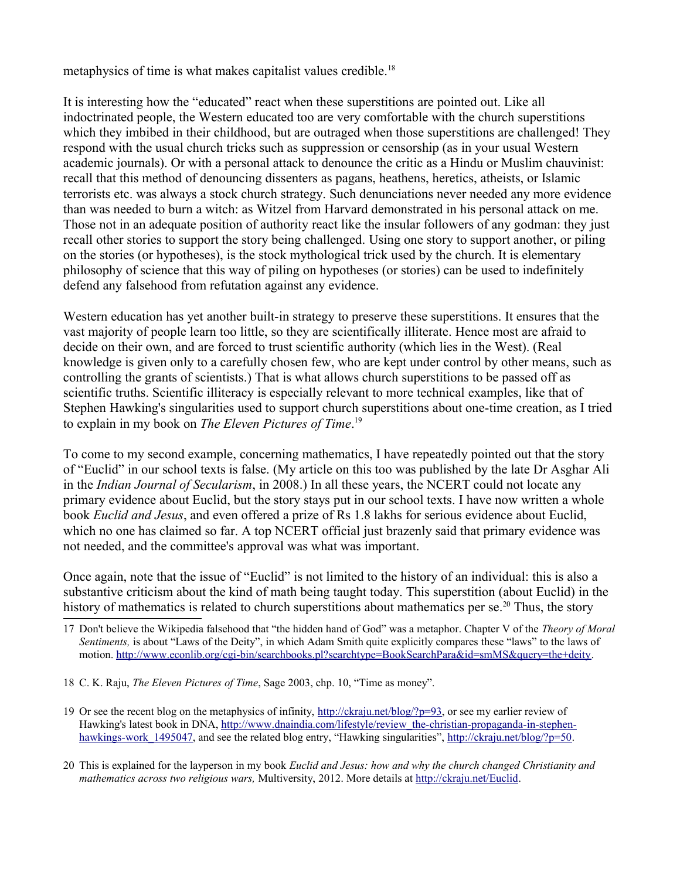metaphysics of time is what makes capitalist values credible.[18]

It is interesting how the "educated" react when these superstitions are pointed out. Like all indoctrinated people, the Western educated too are very comfortable with the church superstitions which they imbibed in their childhood, but are outraged when those superstitions are challenged! They respond with the usual church tricks such as suppression or censorship (as in your usual Western academic journals). Or with a personal attack to denounce the critic as a Hindu or Muslim chauvinist: recall that this method of denouncing dissenters as pagans, heathens, heretics, atheists, or Islamic terrorists etc. was always a stock church strategy. Such denunciations never needed any more evidence than was needed to burn a witch: as Witzel from Harvard demonstrated in his personal attack on me. Those not in an adequate position of authority react like the insular followers of any godman: they just recall other stories to support the story being challenged. Using one story to support another, or piling on the stories (or hypotheses), is the stock mythological trick used by the church. It is elementary philosophy of science that this way of piling on hypotheses (or stories) can be used to indefinitely defend any falsehood from refutation against any evidence.

Western education has yet another built-in strategy to preserve these superstitions. It ensures that the vast majority of people learn too little, so they are scientifically illiterate. Hence most are afraid to decide on their own, and are forced to trust scientific authority (which lies in the West). (Real knowledge is given only to a carefully chosen few, who are kept under control by other means, such as controlling the grants of scientists.) That is what allows church superstitions to be passed off as scientific truths. Scientific illiteracy is especially relevant to more technical examples, like that of Stephen Hawking's singularities used to support church superstitions about one-time creation, as I tried to explain in my book on *The Eleven Pictures of Time*.[19]

To come to my second example, concerning mathematics, I have repeatedly pointed out that the story of "Euclid" in our school texts is false. (My article on this too was published by the late Dr Asghar Ali in the *Indian Journal of Secularism*, in 2008.) In all these years, the NCERT could not locate any primary evidence about Euclid, but the story stays put in our school texts. I have now written a whole book *Euclid and Jesus*, and even offered a prize of Rs 1.8 lakhs for serious evidence about Euclid, which no one has claimed so far. A top NCERT official just brazenly said that primary evidence was not needed, and the committee's approval was what was important.

Once again, note that the issue of "Euclid" is not limited to the history of an individual: this is also a substantive criticism about the kind of math being taught today. This superstition (about Euclid) in the history of mathematics is related to church superstitions about mathematics per se.[20] Thus, the story

---

17 Don't believe the Wikipedia falsehood that "the hidden hand of God" was a metaphor. Chapter V of the *Theory of Moral Sentiments,* is about "Laws of the Deity", in which Adam Smith quite explicitly compares these "laws" to the laws of motion. http://www.econlib.org/cgi-bin/searchbooks.pl?searchtype=BookSearchPara&id=smMS&query=the+deity.

18 C. K. Raju, *The Eleven Pictures of Time*, Sage 2003, chp. 10, "Time as money".

19 Or see the recent blog on the metaphysics of infinity, http://ckraju.net/blog/?p=93, or see my earlier review of Hawking's latest book in DNA, http://www.dnaindia.com/lifestyle/review_the-christian-propaganda-in-stephen-hawkings-work_1495047, and see the related blog entry, "Hawking singularities", http://ckraju.net/blog/?p=50.

20 This is explained for the layperson in my book *Euclid and Jesus: how and why the church changed Christianity and mathematics across two religious wars,* Multiversity, 2012. More details at http://ckraju.net/Euclid.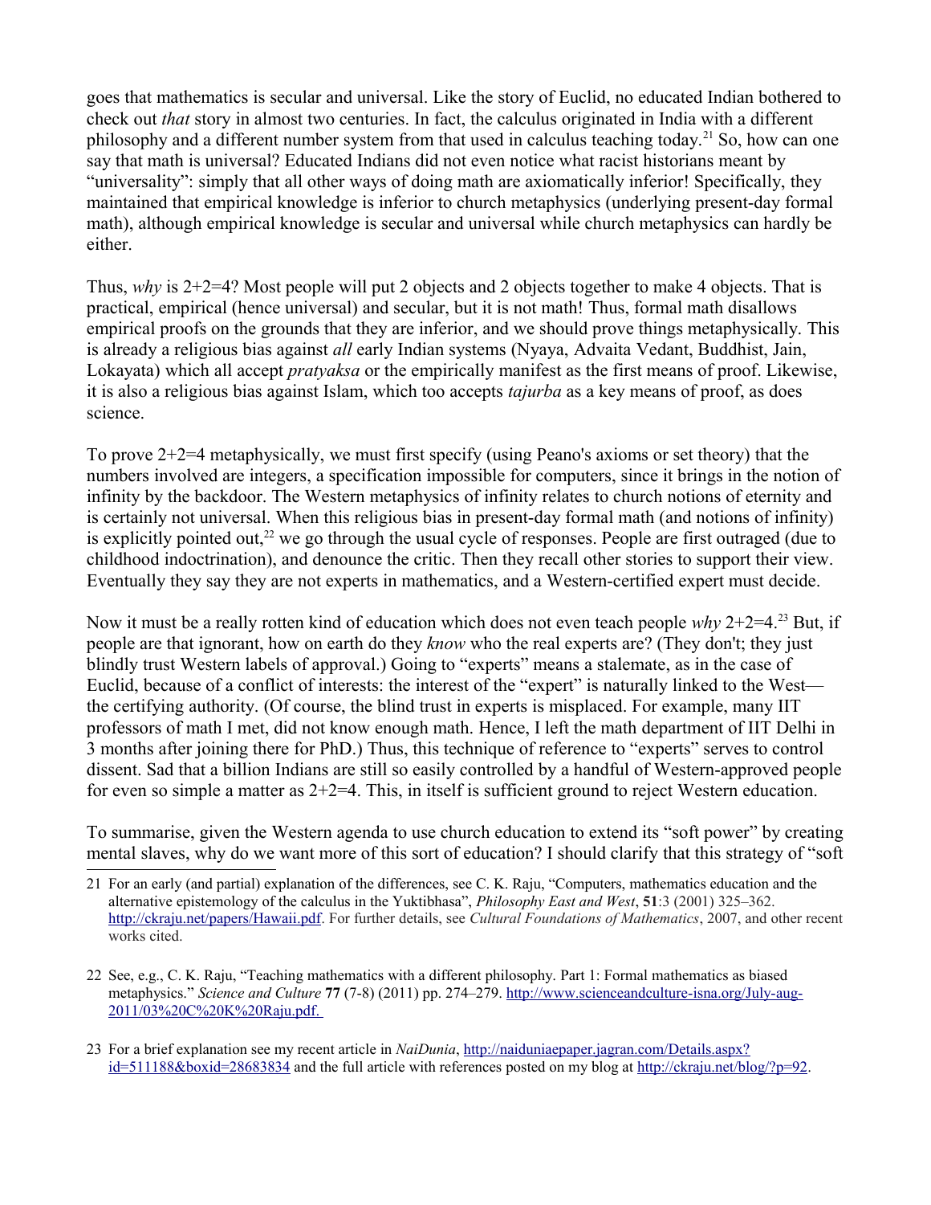goes that mathematics is secular and universal. Like the story of Euclid, no educated Indian bothered to check out *that* story in almost two centuries. In fact, the calculus originated in India with a different philosophy and a different number system from that used in calculus teaching today.[21] So, how can one say that math is universal? Educated Indians did not even notice what racist historians meant by "universality": simply that all other ways of doing math are axiomatically inferior! Specifically, they maintained that empirical knowledge is inferior to church metaphysics (underlying present-day formal math), although empirical knowledge is secular and universal while church metaphysics can hardly be either.

Thus, *why* is 2+2=4? Most people will put 2 objects and 2 objects together to make 4 objects. That is practical, empirical (hence universal) and secular, but it is not math! Thus, formal math disallows empirical proofs on the grounds that they are inferior, and we should prove things metaphysically. This is already a religious bias against *all* early Indian systems (Nyaya, Advaita Vedant, Buddhist, Jain, Lokayata) which all accept *pratyaksa* or the empirically manifest as the first means of proof. Likewise, it is also a religious bias against Islam, which too accepts *tajurba* as a key means of proof, as does science.

To prove 2+2=4 metaphysically, we must first specify (using Peano's axioms or set theory) that the numbers involved are integers, a specification impossible for computers, since it brings in the notion of infinity by the backdoor. The Western metaphysics of infinity relates to church notions of eternity and is certainly not universal. When this religious bias in present-day formal math (and notions of infinity) is explicitly pointed out,[22] we go through the usual cycle of responses. People are first outraged (due to childhood indoctrination), and denounce the critic. Then they recall other stories to support their view. Eventually they say they are not experts in mathematics, and a Western-certified expert must decide.

Now it must be a really rotten kind of education which does not even teach people *why* 2+2=4.[23] But, if people are that ignorant, how on earth do they *know* who the real experts are? (They don't; they just blindly trust Western labels of approval.) Going to "experts" means a stalemate, as in the case of Euclid, because of a conflict of interests: the interest of the "expert" is naturally linked to the West—the certifying authority. (Of course, the blind trust in experts is misplaced. For example, many IIT professors of math I met, did not know enough math. Hence, I left the math department of IIT Delhi in 3 months after joining there for PhD.) Thus, this technique of reference to "experts" serves to control dissent. Sad that a billion Indians are still so easily controlled by a handful of Western-approved people for even so simple a matter as 2+2=4. This, in itself is sufficient ground to reject Western education.

To summarise, given the Western agenda to use church education to extend its "soft power" by creating mental slaves, why do we want more of this sort of education? I should clarify that this strategy of "soft

---

21 For an early (and partial) explanation of the differences, see C. K. Raju, "Computers, mathematics education and the alternative epistemology of the calculus in the Yuktibhasa", *Philosophy East and West*, **51**:3 (2001) 325–362. http://ckraju.net/papers/Hawaii.pdf. For further details, see *Cultural Foundations of Mathematics*, 2007, and other recent works cited.

22 See, e.g., C. K. Raju, "Teaching mathematics with a different philosophy. Part 1: Formal mathematics as biased metaphysics." *Science and Culture* **77** (7-8) (2011) pp. 274–279. http://www.scienceandculture-isna.org/July-aug-2011/03%20C%20K%20Raju.pdf.

23 For a brief explanation see my recent article in *NaiDunia*, http://naiduniaepaper.jagran.com/Details.aspx?id=511188&boxid=28683834 and the full article with references posted on my blog at http://ckraju.net/blog/?p=92.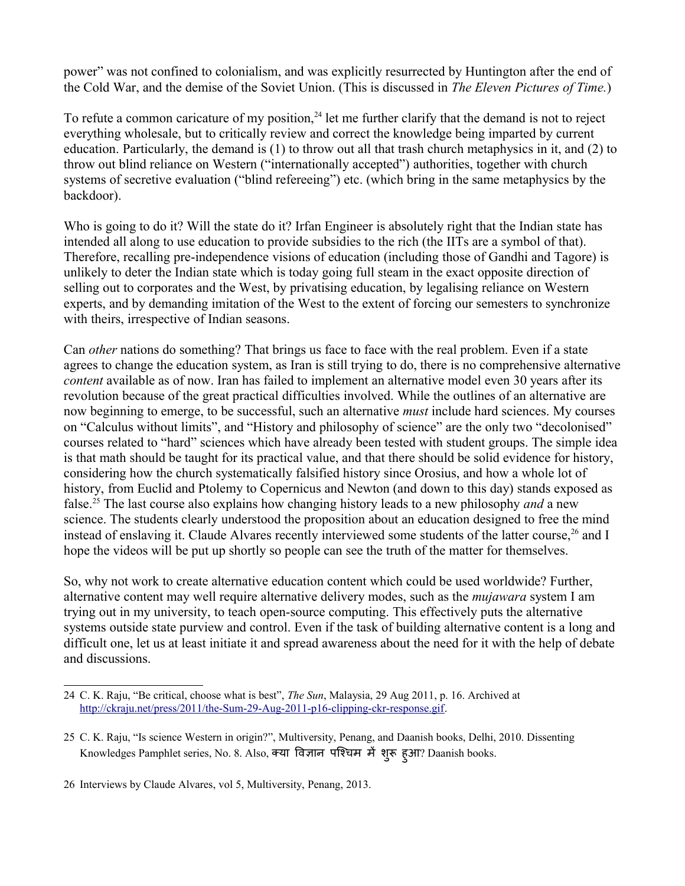power" was not confined to colonialism, and was explicitly resurrected by Huntington after the end of the Cold War, and the demise of the Soviet Union. (This is discussed in *The Eleven Pictures of Time.*)

To refute a common caricature of my position,[24] let me further clarify that the demand is not to reject everything wholesale, but to critically review and correct the knowledge being imparted by current education. Particularly, the demand is (1) to throw out all that trash church metaphysics in it, and (2) to throw out blind reliance on Western ("internationally accepted") authorities, together with church systems of secretive evaluation ("blind refereeing") etc. (which bring in the same metaphysics by the backdoor).

Who is going to do it? Will the state do it? Irfan Engineer is absolutely right that the Indian state has intended all along to use education to provide subsidies to the rich (the IITs are a symbol of that). Therefore, recalling pre-independence visions of education (including those of Gandhi and Tagore) is unlikely to deter the Indian state which is today going full steam in the exact opposite direction of selling out to corporates and the West, by privatising education, by legalising reliance on Western experts, and by demanding imitation of the West to the extent of forcing our semesters to synchronize with theirs, irrespective of Indian seasons.

Can *other* nations do something? That brings us face to face with the real problem. Even if a state agrees to change the education system, as Iran is still trying to do, there is no comprehensive alternative *content* available as of now. Iran has failed to implement an alternative model even 30 years after its revolution because of the great practical difficulties involved. While the outlines of an alternative are now beginning to emerge, to be successful, such an alternative *must* include hard sciences. My courses on "Calculus without limits", and "History and philosophy of science" are the only two "decolonised" courses related to "hard" sciences which have already been tested with student groups. The simple idea is that math should be taught for its practical value, and that there should be solid evidence for history, considering how the church systematically falsified history since Orosius, and how a whole lot of history, from Euclid and Ptolemy to Copernicus and Newton (and down to this day) stands exposed as false.[25] The last course also explains how changing history leads to a new philosophy *and* a new science. The students clearly understood the proposition about an education designed to free the mind instead of enslaving it. Claude Alvares recently interviewed some students of the latter course,[26] and I hope the videos will be put up shortly so people can see the truth of the matter for themselves.

So, why not work to create alternative education content which could be used worldwide? Further, alternative content may well require alternative delivery modes, such as the *mujawara* system I am trying out in my university, to teach open-source computing. This effectively puts the alternative systems outside state purview and control. Even if the task of building alternative content is a long and difficult one, let us at least initiate it and spread awareness about the need for it with the help of debate and discussions.

---

24 C. K. Raju, "Be critical, choose what is best", *The Sun*, Malaysia, 29 Aug 2011, p. 16. Archived at http://ckraju.net/press/2011/the-Sum-29-Aug-2011-p16-clipping-ckr-response.gif.

25 C. K. Raju, "Is science Western in origin?", Multiversity, Penang, and Daanish books, Delhi, 2010. Dissenting Knowledges Pamphlet series, No. 8. Also, क्या विज्ञान पश्चिम में शुरू हुआ? Daanish books.

26 Interviews by Claude Alvares, vol 5, Multiversity, Penang, 2013.